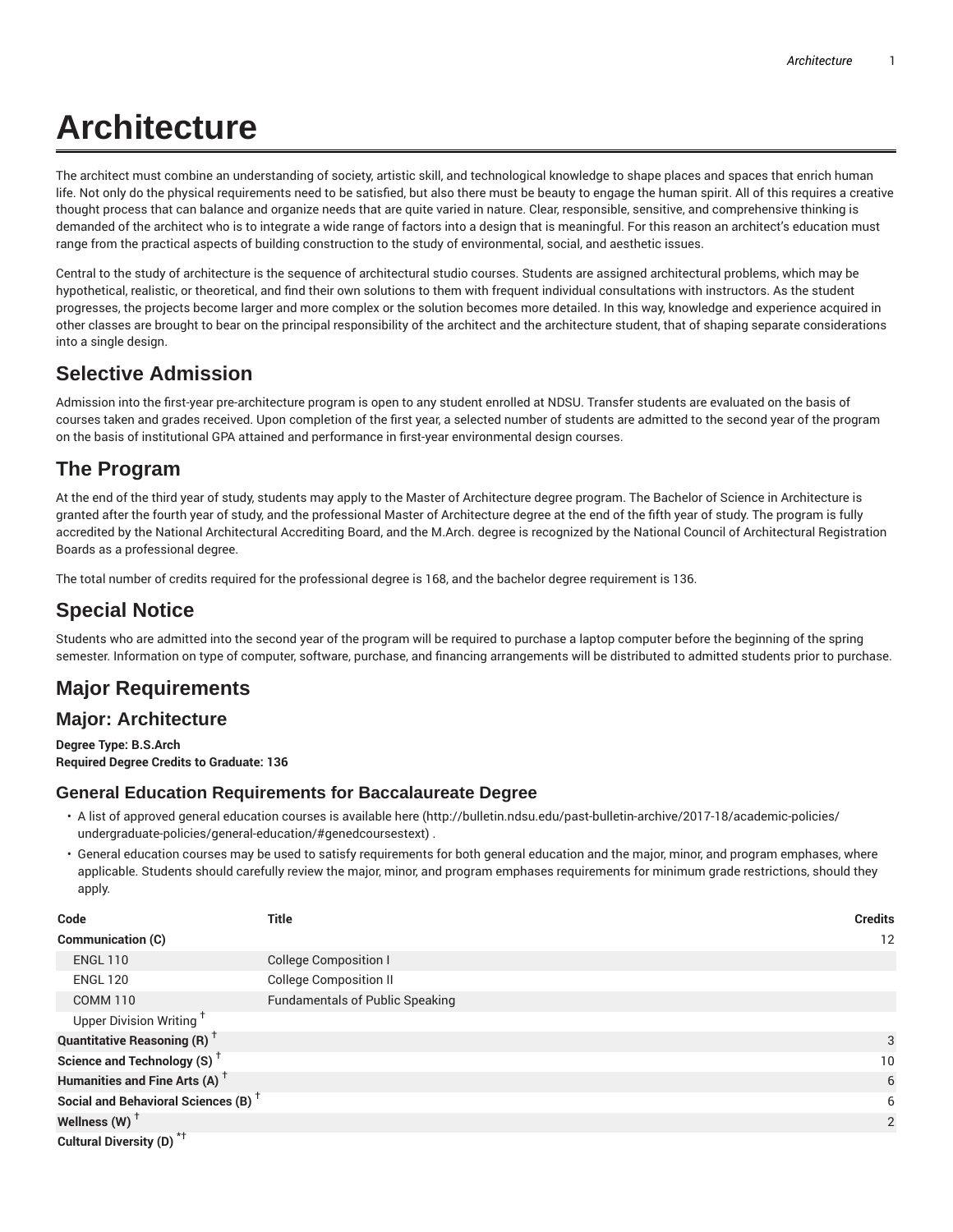# Architecture

The architect must combine an understanding of society, artistic skill, and technological knowledge to shape places and spaces that enrich human life. Not only do the physical requirements need to be satisfied, but also there must be beauty to engage the human spirit. All of this requires a creative thought process that can balance and organize needs that are quite varied in nature. Clear, responsible, sensitive, and comprehensive thinking is demanded of the architect who is to integrate a wide range of factors into a design that is meaningful. For this reason an architect's education must range from the practical aspects of building construction to the study of environmental, social, and aesthetic issues.

Central to the study of architecture is the sequence of architectural studio courses. Students are assigned architectural problems, which may be hypothetical, realistic, or theoretical, and find their own solutions to them with frequent individual consultations with instructors. As the student progresses, the projects become larger and more complex or the solution becomes more detailed. In this way, knowledge and experience acquired in other classes are brought to bear on the principal responsibility of the architect and the architecture student, that of shaping separate considerations into a single design.

## Selective Admission

Admission into the first-year pre-architecture program is open to any student enrolled at NDSU. Transfer students are evaluated on the basis of courses taken and grades received. Upon completion of the first year, a selected number of students are admitted to the second year of the program on the basis of institutional GPA attained and performance in first-year environmental design courses.

## The Program

At the end of the third year of study, students may apply to the Master of Architecture degree program. The Bachelor of Science in Architecture is granted after the fourth year of study, and the professional Master of Architecture degree at the end of the fifth year of study. The program is fully accredited by the National Architectural Accrediting Board, and the M.Arch. degree is recognized by the National Council of Architectural Registration Boards as a professional degree.

The total number of credits required for the professional degree is 168, and the bachelor degree requirement is 136.

## Special Notice

Students who are admitted into the second year of the program will be required to purchase a laptop computer before the beginning of the spring semester. Information on type of computer, software, purchase, and financing arrangements will be distributed to admitted students prior to purchase.

## Major Requirements

## Major: Architecture

**Degree Type: B.S.Arch**
**Required Degree Credits to Graduate: 136**

### General Education Requirements for Baccalaureate Degree

- A list of approved general education courses is available here (http://bulletin.ndsu.edu/past-bulletin-archive/2017-18/academic-policies/undergraduate-policies/general-education/#genedcoursestext) .
- General education courses may be used to satisfy requirements for both general education and the major, minor, and program emphases, where applicable. Students should carefully review the major, minor, and program emphases requirements for minimum grade restrictions, should they apply.

| Code | Title | Credits |
|---|---|---|
| **Communication (C)** | | 12 |
| ENGL 110 | College Composition I | |
| ENGL 120 | College Composition II | |
| COMM 110 | Fundamentals of Public Speaking | |
| Upper Division Writing † | | |
| **Quantitative Reasoning (R) †** | | 3 |
| **Science and Technology (S) †** | | 10 |
| **Humanities and Fine Arts (A) †** | | 6 |
| **Social and Behavioral Sciences (B) †** | | 6 |
| **Wellness (W) †** | | 2 |
| **Cultural Diversity (D) *†** | | |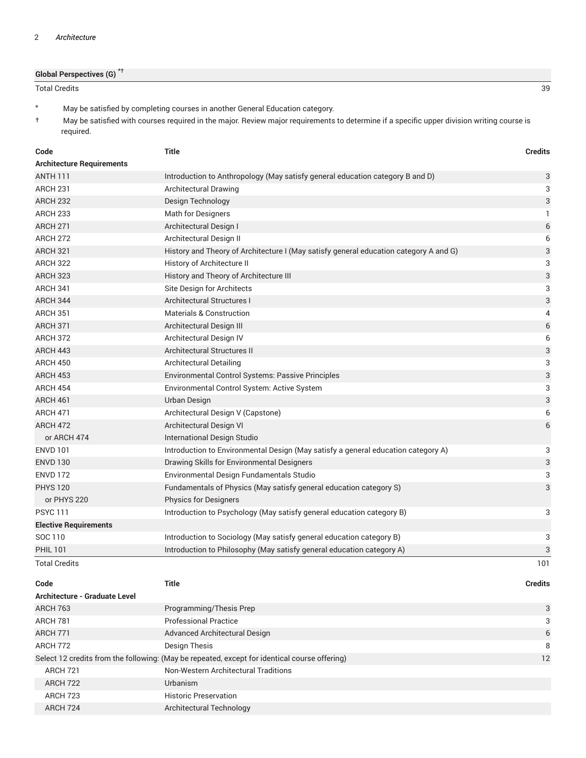| | |
|---|---|
| **Global Perspectives (G)** *† | |
| Total Credits | 39 |

\* May be satisfied by completing courses in another General Education category.

† May be satisfied with courses required in the major. Review major requirements to determine if a specific upper division writing course is required.

| Code | Title | Credits |
|---|---|---|
| **Architecture Requirements** | | |
| ANTH 111 | Introduction to Anthropology (May satisfy general education category B and D) | 3 |
| ARCH 231 | Architectural Drawing | 3 |
| ARCH 232 | Design Technology | 3 |
| ARCH 233 | Math for Designers | 1 |
| ARCH 271 | Architectural Design I | 6 |
| ARCH 272 | Architectural Design II | 6 |
| ARCH 321 | History and Theory of Architecture I (May satisfy general education category A and G) | 3 |
| ARCH 322 | History of Architecture II | 3 |
| ARCH 323 | History and Theory of Architecture III | 3 |
| ARCH 341 | Site Design for Architects | 3 |
| ARCH 344 | Architectural Structures I | 3 |
| ARCH 351 | Materials & Construction | 4 |
| ARCH 371 | Architectural Design III | 6 |
| ARCH 372 | Architectural Design IV | 6 |
| ARCH 443 | Architectural Structures II | 3 |
| ARCH 450 | Architectural Detailing | 3 |
| ARCH 453 | Environmental Control Systems: Passive Principles | 3 |
| ARCH 454 | Environmental Control System: Active System | 3 |
| ARCH 461 | Urban Design | 3 |
| ARCH 471 | Architectural Design V (Capstone) | 6 |
| ARCH 472 | Architectural Design VI | 6 |
| or ARCH 474 | International Design Studio | |
| ENVD 101 | Introduction to Environmental Design (May satisfy a general education category A) | 3 |
| ENVD 130 | Drawing Skills for Environmental Designers | 3 |
| ENVD 172 | Environmental Design Fundamentals Studio | 3 |
| PHYS 120 | Fundamentals of Physics (May satisfy general education category S) | 3 |
| or PHYS 220 | Physics for Designers | |
| PSYC 111 | Introduction to Psychology (May satisfy general education category B) | 3 |
| **Elective Requirements** | | |
| SOC 110 | Introduction to Sociology (May satisfy general education category B) | 3 |
| PHIL 101 | Introduction to Philosophy (May satisfy general education category A) | 3 |
| Total Credits | | 101 |

| Code | Title | Credits |
|---|---|---|
| **Architecture - Graduate Level** | | |
| ARCH 763 | Programming/Thesis Prep | 3 |
| ARCH 781 | Professional Practice | 3 |
| ARCH 771 | Advanced Architectural Design | 6 |
| ARCH 772 | Design Thesis | 8 |
| Select 12 credits from the following: (May be repeated, except for identical course offering) | | 12 |
| ARCH 721 | Non-Western Architectural Traditions | |
| ARCH 722 | Urbanism | |
| ARCH 723 | Historic Preservation | |
| ARCH 724 | Architectural Technology | |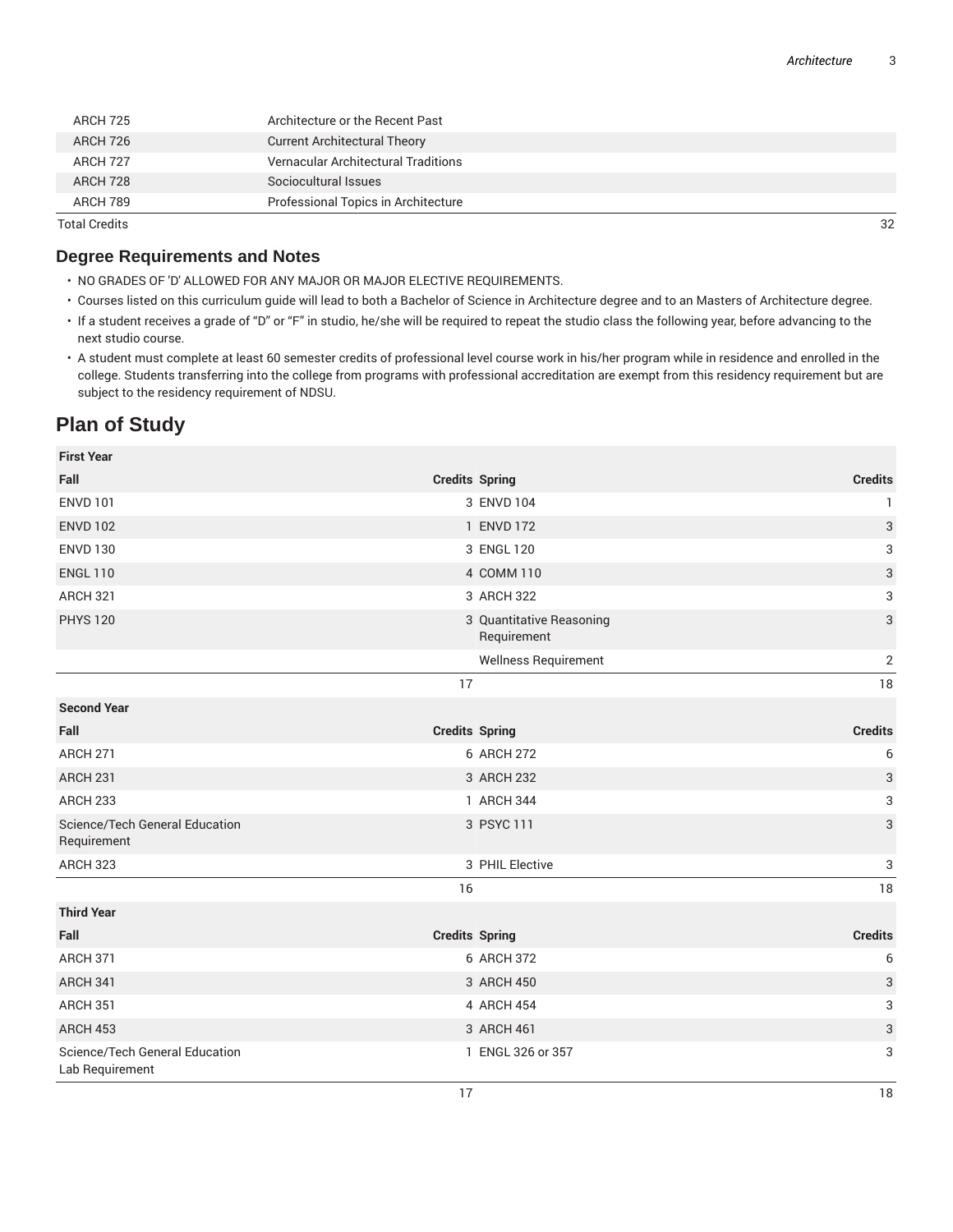| | | |
|---|---|---|
| ARCH 725 | Architecture or the Recent Past | |
| ARCH 726 | Current Architectural Theory | |
| ARCH 727 | Vernacular Architectural Traditions | |
| ARCH 728 | Sociocultural Issues | |
| ARCH 789 | Professional Topics in Architecture | |
| Total Credits | | 32 |

## Degree Requirements and Notes

- NO GRADES OF 'D' ALLOWED FOR ANY MAJOR OR MAJOR ELECTIVE REQUIREMENTS.
- Courses listed on this curriculum guide will lead to both a Bachelor of Science in Architecture degree and to an Masters of Architecture degree.
- If a student receives a grade of "D" or "F" in studio, he/she will be required to repeat the studio class the following year, before advancing to the next studio course.
- A student must complete at least 60 semester credits of professional level course work in his/her program while in residence and enrolled in the college. Students transferring into the college from programs with professional accreditation are exempt from this residency requirement but are subject to the residency requirement of NDSU.

# Plan of Study

| First Year | | | |
|---|---|---|---|
| **Fall** | **Credits** | **Spring** | **Credits** |
| ENVD 101 | 3 | ENVD 104 | 1 |
| ENVD 102 | 1 | ENVD 172 | 3 |
| ENVD 130 | 3 | ENGL 120 | 3 |
| ENGL 110 | 4 | COMM 110 | 3 |
| ARCH 321 | 3 | ARCH 322 | 3 |
| PHYS 120 | 3 | Quantitative Reasoning Requirement | 3 |
| | | Wellness Requirement | 2 |
| | 17 | | 18 |
| **Second Year** | | | |
| **Fall** | **Credits** | **Spring** | **Credits** |
| ARCH 271 | 6 | ARCH 272 | 6 |
| ARCH 231 | 3 | ARCH 232 | 3 |
| ARCH 233 | 1 | ARCH 344 | 3 |
| Science/Tech General Education Requirement | 3 | PSYC 111 | 3 |
| ARCH 323 | 3 | PHIL Elective | 3 |
| | 16 | | 18 |
| **Third Year** | | | |
| **Fall** | **Credits** | **Spring** | **Credits** |
| ARCH 371 | 6 | ARCH 372 | 6 |
| ARCH 341 | 3 | ARCH 450 | 3 |
| ARCH 351 | 4 | ARCH 454 | 3 |
| ARCH 453 | 3 | ARCH 461 | 3 |
| Science/Tech General Education Lab Requirement | 1 | ENGL 326 or 357 | 3 |
| | 17 | | 18 |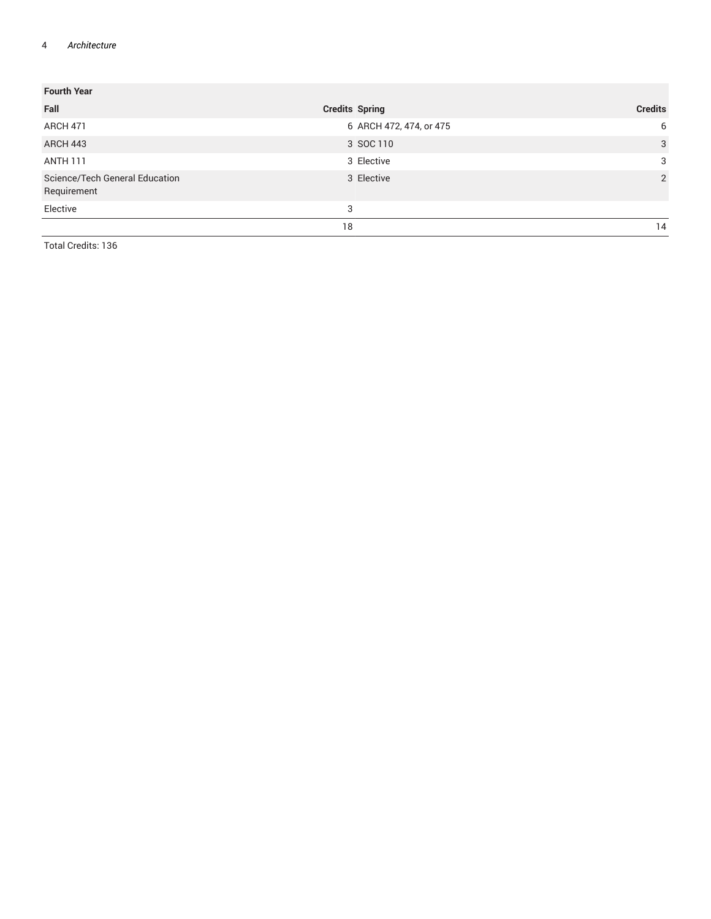| Fourth Year | | | |
|---|---|---|---|
| **Fall** | **Credits** | **Spring** | **Credits** |
| ARCH 471 | 6 | ARCH 472, 474, or 475 | 6 |
| ARCH 443 | 3 | SOC 110 | 3 |
| ANTH 111 | 3 | Elective | 3 |
| Science/Tech General Education Requirement | 3 | Elective | 2 |
| Elective | 3 | | |
| | 18 | | 14 |

Total Credits: 136